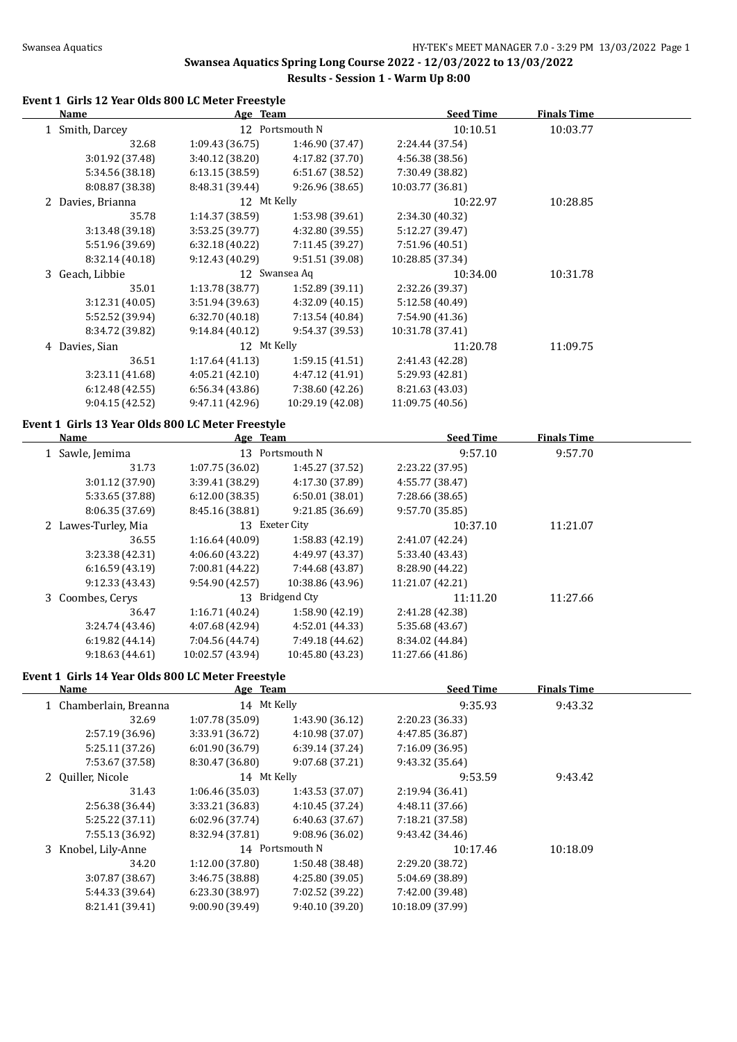# Swansea Aquatics Spring Long Course 2022 - 12/03/2022 to 13/03/2022

## Results - Session 1 - Warm Up 8:00

### Event 1 Girls 12 Year Olds 800 LC Meter Freestyle

| | Name | Age | Team | Seed Time | Finals Time |
|---|---|---|---|---|---|
| 1 | Smith, Darcey | 12 | Portsmouth N | 10:10.51 | 10:03.77 |
| | 32.68 | 1:09.43 (36.75) | 1:46.90 (37.47) | 2:24.44 (37.54) | |
| | 3:01.92 (37.48) | 3:40.12 (38.20) | 4:17.82 (37.70) | 4:56.38 (38.56) | |
| | 5:34.56 (38.18) | 6:13.15 (38.59) | 6:51.67 (38.52) | 7:30.49 (38.82) | |
| | 8:08.87 (38.38) | 8:48.31 (39.44) | 9:26.96 (38.65) | 10:03.77 (36.81) | |
| 2 | Davies, Brianna | 12 | Mt Kelly | 10:22.97 | 10:28.85 |
| | 35.78 | 1:14.37 (38.59) | 1:53.98 (39.61) | 2:34.30 (40.32) | |
| | 3:13.48 (39.18) | 3:53.25 (39.77) | 4:32.80 (39.55) | 5:12.27 (39.47) | |
| | 5:51.96 (39.69) | 6:32.18 (40.22) | 7:11.45 (39.27) | 7:51.96 (40.51) | |
| | 8:32.14 (40.18) | 9:12.43 (40.29) | 9:51.51 (39.08) | 10:28.85 (37.34) | |
| 3 | Geach, Libbie | 12 | Swansea Aq | 10:34.00 | 10:31.78 |
| | 35.01 | 1:13.78 (38.77) | 1:52.89 (39.11) | 2:32.26 (39.37) | |
| | 3:12.31 (40.05) | 3:51.94 (39.63) | 4:32.09 (40.15) | 5:12.58 (40.49) | |
| | 5:52.52 (39.94) | 6:32.70 (40.18) | 7:13.54 (40.84) | 7:54.90 (41.36) | |
| | 8:34.72 (39.82) | 9:14.84 (40.12) | 9:54.37 (39.53) | 10:31.78 (37.41) | |
| 4 | Davies, Sian | 12 | Mt Kelly | 11:20.78 | 11:09.75 |
| | 36.51 | 1:17.64 (41.13) | 1:59.15 (41.51) | 2:41.43 (42.28) | |
| | 3:23.11 (41.68) | 4:05.21 (42.10) | 4:47.12 (41.91) | 5:29.93 (42.81) | |
| | 6:12.48 (42.55) | 6:56.34 (43.86) | 7:38.60 (42.26) | 8:21.63 (43.03) | |
| | 9:04.15 (42.52) | 9:47.11 (42.96) | 10:29.19 (42.08) | 11:09.75 (40.56) | |

### Event 1 Girls 13 Year Olds 800 LC Meter Freestyle

| | Name | Age | Team | Seed Time | Finals Time |
|---|---|---|---|---|---|
| 1 | Sawle, Jemima | 13 | Portsmouth N | 9:57.10 | 9:57.70 |
| | 31.73 | 1:07.75 (36.02) | 1:45.27 (37.52) | 2:23.22 (37.95) | |
| | 3:01.12 (37.90) | 3:39.41 (38.29) | 4:17.30 (37.89) | 4:55.77 (38.47) | |
| | 5:33.65 (37.88) | 6:12.00 (38.35) | 6:50.01 (38.01) | 7:28.66 (38.65) | |
| | 8:06.35 (37.69) | 8:45.16 (38.81) | 9:21.85 (36.69) | 9:57.70 (35.85) | |
| 2 | Lawes-Turley, Mia | 13 | Exeter City | 10:37.10 | 11:21.07 |
| | 36.55 | 1:16.64 (40.09) | 1:58.83 (42.19) | 2:41.07 (42.24) | |
| | 3:23.38 (42.31) | 4:06.60 (43.22) | 4:49.97 (43.37) | 5:33.40 (43.43) | |
| | 6:16.59 (43.19) | 7:00.81 (44.22) | 7:44.68 (43.87) | 8:28.90 (44.22) | |
| | 9:12.33 (43.43) | 9:54.90 (42.57) | 10:38.86 (43.96) | 11:21.07 (42.21) | |
| 3 | Coombes, Cerys | 13 | Bridgend Cty | 11:11.20 | 11:27.66 |
| | 36.47 | 1:16.71 (40.24) | 1:58.90 (42.19) | 2:41.28 (42.38) | |
| | 3:24.74 (43.46) | 4:07.68 (42.94) | 4:52.01 (44.33) | 5:35.68 (43.67) | |
| | 6:19.82 (44.14) | 7:04.56 (44.74) | 7:49.18 (44.62) | 8:34.02 (44.84) | |
| | 9:18.63 (44.61) | 10:02.57 (43.94) | 10:45.80 (43.23) | 11:27.66 (41.86) | |

### Event 1 Girls 14 Year Olds 800 LC Meter Freestyle

| | Name | Age | Team | Seed Time | Finals Time |
|---|---|---|---|---|---|
| 1 | Chamberlain, Breanna | 14 | Mt Kelly | 9:35.93 | 9:43.32 |
| | 32.69 | 1:07.78 (35.09) | 1:43.90 (36.12) | 2:20.23 (36.33) | |
| | 2:57.19 (36.96) | 3:33.91 (36.72) | 4:10.98 (37.07) | 4:47.85 (36.87) | |
| | 5:25.11 (37.26) | 6:01.90 (36.79) | 6:39.14 (37.24) | 7:16.09 (36.95) | |
| | 7:53.67 (37.58) | 8:30.47 (36.80) | 9:07.68 (37.21) | 9:43.32 (35.64) | |
| 2 | Quiller, Nicole | 14 | Mt Kelly | 9:53.59 | 9:43.42 |
| | 31.43 | 1:06.46 (35.03) | 1:43.53 (37.07) | 2:19.94 (36.41) | |
| | 2:56.38 (36.44) | 3:33.21 (36.83) | 4:10.45 (37.24) | 4:48.11 (37.66) | |
| | 5:25.22 (37.11) | 6:02.96 (37.74) | 6:40.63 (37.67) | 7:18.21 (37.58) | |
| | 7:55.13 (36.92) | 8:32.94 (37.81) | 9:08.96 (36.02) | 9:43.42 (34.46) | |
| 3 | Knobel, Lily-Anne | 14 | Portsmouth N | 10:17.46 | 10:18.09 |
| | 34.20 | 1:12.00 (37.80) | 1:50.48 (38.48) | 2:29.20 (38.72) | |
| | 3:07.87 (38.67) | 3:46.75 (38.88) | 4:25.80 (39.05) | 5:04.69 (38.89) | |
| | 5:44.33 (39.64) | 6:23.30 (38.97) | 7:02.52 (39.22) | 7:42.00 (39.48) | |
| | 8:21.41 (39.41) | 9:00.90 (39.49) | 9:40.10 (39.20) | 10:18.09 (37.99) | |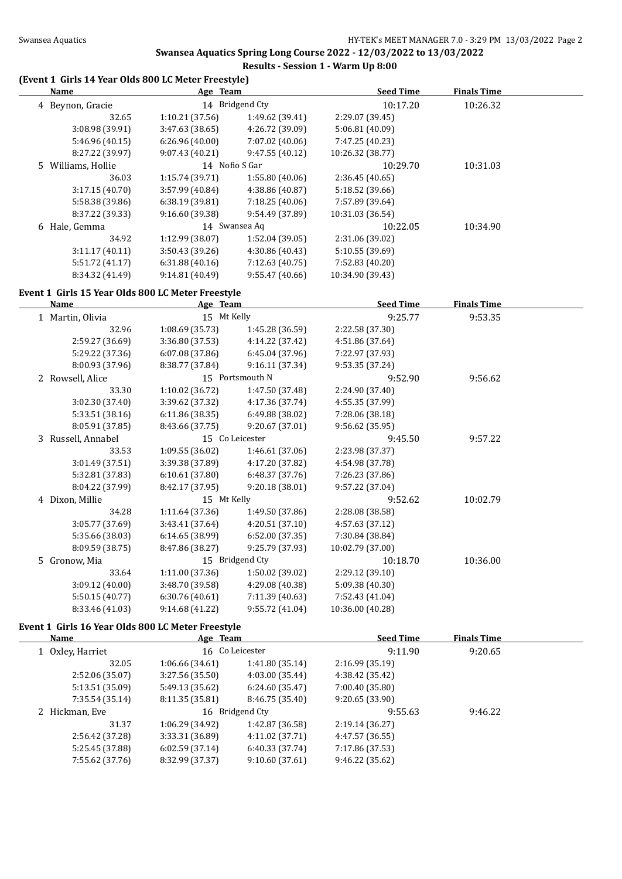## Swansea Aquatics Spring Long Course 2022 - 12/03/2022 to 13/03/2022

### Results - Session 1 - Warm Up 8:00

#### (Event 1 Girls 14 Year Olds 800 LC Meter Freestyle)

| | Name | Age | Team | Seed Time | Finals Time |
|---|---|---|---|---|---|
| 4 | Beynon, Gracie | 14 | Bridgend Cty | 10:17.20 | 10:26.32 |
| | 32.65 | 1:10.21 (37.56) | 1:49.62 (39.41) | 2:29.07 (39.45) | |
| | 3:08.98 (39.91) | 3:47.63 (38.65) | 4:26.72 (39.09) | 5:06.81 (40.09) | |
| | 5:46.96 (40.15) | 6:26.96 (40.00) | 7:07.02 (40.06) | 7:47.25 (40.23) | |
| | 8:27.22 (39.97) | 9:07.43 (40.21) | 9:47.55 (40.12) | 10:26.32 (38.77) | |
| 5 | Williams, Hollie | 14 | Nofio S Gar | 10:29.70 | 10:31.03 |
| | 36.03 | 1:15.74 (39.71) | 1:55.80 (40.06) | 2:36.45 (40.65) | |
| | 3:17.15 (40.70) | 3:57.99 (40.84) | 4:38.86 (40.87) | 5:18.52 (39.66) | |
| | 5:58.38 (39.86) | 6:38.19 (39.81) | 7:18.25 (40.06) | 7:57.89 (39.64) | |
| | 8:37.22 (39.33) | 9:16.60 (39.38) | 9:54.49 (37.89) | 10:31.03 (36.54) | |
| 6 | Hale, Gemma | 14 | Swansea Aq | 10:22.05 | 10:34.90 |
| | 34.92 | 1:12.99 (38.07) | 1:52.04 (39.05) | 2:31.06 (39.02) | |
| | 3:11.17 (40.11) | 3:50.43 (39.26) | 4:30.86 (40.43) | 5:10.55 (39.69) | |
| | 5:51.72 (41.17) | 6:31.88 (40.16) | 7:12.63 (40.75) | 7:52.83 (40.20) | |
| | 8:34.32 (41.49) | 9:14.81 (40.49) | 9:55.47 (40.66) | 10:34.90 (39.43) | |

#### Event 1 Girls 15 Year Olds 800 LC Meter Freestyle

| | Name | Age | Team | Seed Time | Finals Time |
|---|---|---|---|---|---|
| 1 | Martin, Olivia | 15 | Mt Kelly | 9:25.77 | 9:53.35 |
| | 32.96 | 1:08.69 (35.73) | 1:45.28 (36.59) | 2:22.58 (37.30) | |
| | 2:59.27 (36.69) | 3:36.80 (37.53) | 4:14.22 (37.42) | 4:51.86 (37.64) | |
| | 5:29.22 (37.36) | 6:07.08 (37.86) | 6:45.04 (37.96) | 7:22.97 (37.93) | |
| | 8:00.93 (37.96) | 8:38.77 (37.84) | 9:16.11 (37.34) | 9:53.35 (37.24) | |
| 2 | Rowsell, Alice | 15 | Portsmouth N | 9:52.90 | 9:56.62 |
| | 33.30 | 1:10.02 (36.72) | 1:47.50 (37.48) | 2:24.90 (37.40) | |
| | 3:02.30 (37.40) | 3:39.62 (37.32) | 4:17.36 (37.74) | 4:55.35 (37.99) | |
| | 5:33.51 (38.16) | 6:11.86 (38.35) | 6:49.88 (38.02) | 7:28.06 (38.18) | |
| | 8:05.91 (37.85) | 8:43.66 (37.75) | 9:20.67 (37.01) | 9:56.62 (35.95) | |
| 3 | Russell, Annabel | 15 | Co Leicester | 9:45.50 | 9:57.22 |
| | 33.53 | 1:09.55 (36.02) | 1:46.61 (37.06) | 2:23.98 (37.37) | |
| | 3:01.49 (37.51) | 3:39.38 (37.89) | 4:17.20 (37.82) | 4:54.98 (37.78) | |
| | 5:32.81 (37.83) | 6:10.61 (37.80) | 6:48.37 (37.76) | 7:26.23 (37.86) | |
| | 8:04.22 (37.99) | 8:42.17 (37.95) | 9:20.18 (38.01) | 9:57.22 (37.04) | |
| 4 | Dixon, Millie | 15 | Mt Kelly | 9:52.62 | 10:02.79 |
| | 34.28 | 1:11.64 (37.36) | 1:49.50 (37.86) | 2:28.08 (38.58) | |
| | 3:05.77 (37.69) | 3:43.41 (37.64) | 4:20.51 (37.10) | 4:57.63 (37.12) | |
| | 5:35.66 (38.03) | 6:14.65 (38.99) | 6:52.00 (37.35) | 7:30.84 (38.84) | |
| | 8:09.59 (38.75) | 8:47.86 (38.27) | 9:25.79 (37.93) | 10:02.79 (37.00) | |
| 5 | Gronow, Mia | 15 | Bridgend Cty | 10:18.70 | 10:36.00 |
| | 33.64 | 1:11.00 (37.36) | 1:50.02 (39.02) | 2:29.12 (39.10) | |
| | 3:09.12 (40.00) | 3:48.70 (39.58) | 4:29.08 (40.38) | 5:09.38 (40.30) | |
| | 5:50.15 (40.77) | 6:30.76 (40.61) | 7:11.39 (40.63) | 7:52.43 (41.04) | |
| | 8:33.46 (41.03) | 9:14.68 (41.22) | 9:55.72 (41.04) | 10:36.00 (40.28) | |

#### Event 1 Girls 16 Year Olds 800 LC Meter Freestyle

| | Name | Age | Team | Seed Time | Finals Time |
|---|---|---|---|---|---|
| 1 | Oxley, Harriet | 16 | Co Leicester | 9:11.90 | 9:20.65 |
| | 32.05 | 1:06.66 (34.61) | 1:41.80 (35.14) | 2:16.99 (35.19) | |
| | 2:52.06 (35.07) | 3:27.56 (35.50) | 4:03.00 (35.44) | 4:38.42 (35.42) | |
| | 5:13.51 (35.09) | 5:49.13 (35.62) | 6:24.60 (35.47) | 7:00.40 (35.80) | |
| | 7:35.54 (35.14) | 8:11.35 (35.81) | 8:46.75 (35.40) | 9:20.65 (33.90) | |
| 2 | Hickman, Eve | 16 | Bridgend Cty | 9:55.63 | 9:46.22 |
| | 31.37 | 1:06.29 (34.92) | 1:42.87 (36.58) | 2:19.14 (36.27) | |
| | 2:56.42 (37.28) | 3:33.31 (36.89) | 4:11.02 (37.71) | 4:47.57 (36.55) | |
| | 5:25.45 (37.88) | 6:02.59 (37.14) | 6:40.33 (37.74) | 7:17.86 (37.53) | |
| | 7:55.62 (37.76) | 8:32.99 (37.37) | 9:10.60 (37.61) | 9:46.22 (35.62) | |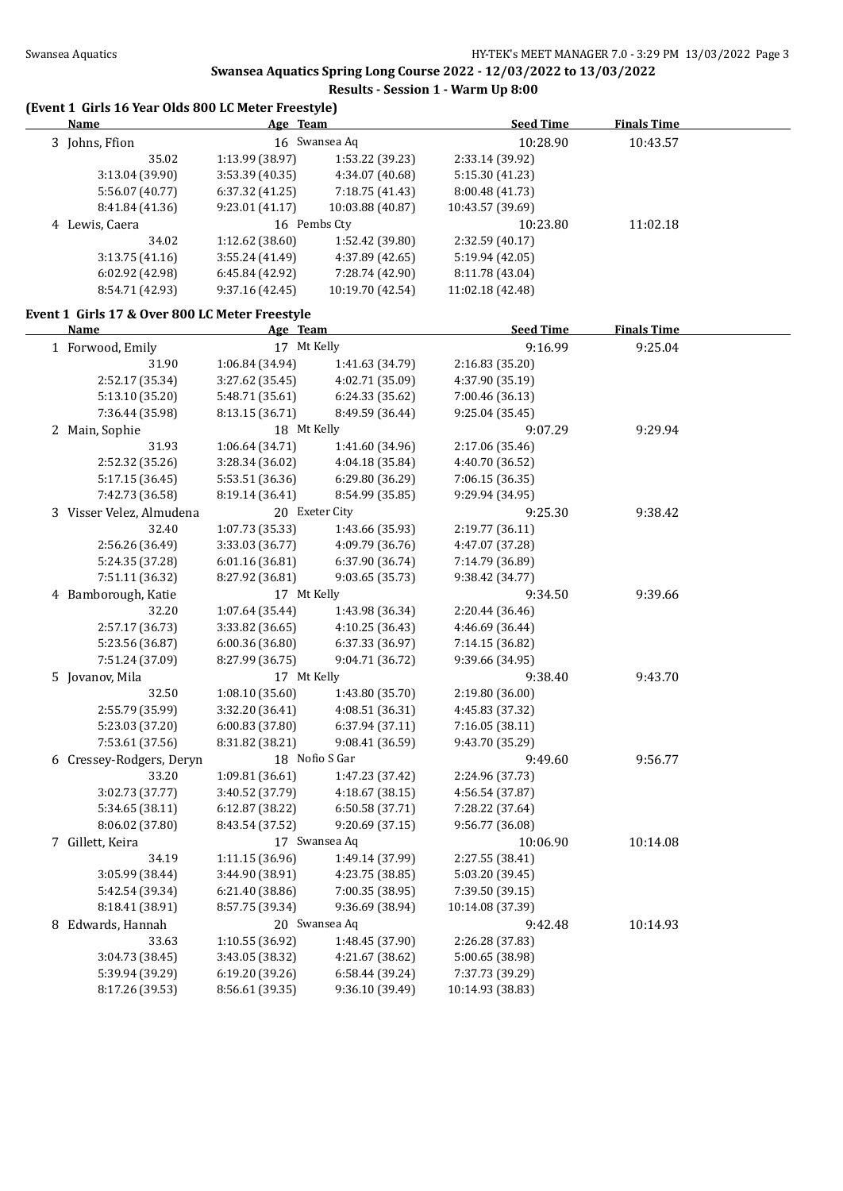## Swansea Aquatics Spring Long Course 2022 - 12/03/2022 to 13/03/2022

### Results - Session 1 - Warm Up 8:00

### (Event 1 Girls 16 Year Olds 800 LC Meter Freestyle)

| Name | Age | Team | Seed Time | Finals Time |
|---|---|---|---|---|
| 3 Johns, Ffion | 16 | Swansea Aq | 10:28.90 | 10:43.57 |
| 35.02 | 1:13.99 (38.97) | 1:53.22 (39.23) | 2:33.14 (39.92) | |
| 3:13.04 (39.90) | 3:53.39 (40.35) | 4:34.07 (40.68) | 5:15.30 (41.23) | |
| 5:56.07 (40.77) | 6:37.32 (41.25) | 7:18.75 (41.43) | 8:00.48 (41.73) | |
| 8:41.84 (41.36) | 9:23.01 (41.17) | 10:03.88 (40.87) | 10:43.57 (39.69) | |
| 4 Lewis, Caera | 16 | Pembs Cty | 10:23.80 | 11:02.18 |
| 34.02 | 1:12.62 (38.60) | 1:52.42 (39.80) | 2:32.59 (40.17) | |
| 3:13.75 (41.16) | 3:55.24 (41.49) | 4:37.89 (42.65) | 5:19.94 (42.05) | |
| 6:02.92 (42.98) | 6:45.84 (42.92) | 7:28.74 (42.90) | 8:11.78 (43.04) | |
| 8:54.71 (42.93) | 9:37.16 (42.45) | 10:19.70 (42.54) | 11:02.18 (42.48) | |

### Event 1 Girls 17 & Over 800 LC Meter Freestyle

| Name | Age | Team | Seed Time | Finals Time |
|---|---|---|---|---|
| 1 Forwood, Emily | 17 | Mt Kelly | 9:16.99 | 9:25.04 |
| 31.90 | 1:06.84 (34.94) | 1:41.63 (34.79) | 2:16.83 (35.20) | |
| 2:52.17 (35.34) | 3:27.62 (35.45) | 4:02.71 (35.09) | 4:37.90 (35.19) | |
| 5:13.10 (35.20) | 5:48.71 (35.61) | 6:24.33 (35.62) | 7:00.46 (36.13) | |
| 7:36.44 (35.98) | 8:13.15 (36.71) | 8:49.59 (36.44) | 9:25.04 (35.45) | |
| 2 Main, Sophie | 18 | Mt Kelly | 9:07.29 | 9:29.94 |
| 31.93 | 1:06.64 (34.71) | 1:41.60 (34.96) | 2:17.06 (35.46) | |
| 2:52.32 (35.26) | 3:28.34 (36.02) | 4:04.18 (35.84) | 4:40.70 (36.52) | |
| 5:17.15 (36.45) | 5:53.51 (36.36) | 6:29.80 (36.29) | 7:06.15 (36.35) | |
| 7:42.73 (36.58) | 8:19.14 (36.41) | 8:54.99 (35.85) | 9:29.94 (34.95) | |
| 3 Visser Velez, Almudena | 20 | Exeter City | 9:25.30 | 9:38.42 |
| 32.40 | 1:07.73 (35.33) | 1:43.66 (35.93) | 2:19.77 (36.11) | |
| 2:56.26 (36.49) | 3:33.03 (36.77) | 4:09.79 (36.76) | 4:47.07 (37.28) | |
| 5:24.35 (37.28) | 6:01.16 (36.81) | 6:37.90 (36.74) | 7:14.79 (36.89) | |
| 7:51.11 (36.32) | 8:27.92 (36.81) | 9:03.65 (35.73) | 9:38.42 (34.77) | |
| 4 Bamborough, Katie | 17 | Mt Kelly | 9:34.50 | 9:39.66 |
| 32.20 | 1:07.64 (35.44) | 1:43.98 (36.34) | 2:20.44 (36.46) | |
| 2:57.17 (36.73) | 3:33.82 (36.65) | 4:10.25 (36.43) | 4:46.69 (36.44) | |
| 5:23.56 (36.87) | 6:00.36 (36.80) | 6:37.33 (36.97) | 7:14.15 (36.82) | |
| 7:51.24 (37.09) | 8:27.99 (36.75) | 9:04.71 (36.72) | 9:39.66 (34.95) | |
| 5 Jovanov, Mila | 17 | Mt Kelly | 9:38.40 | 9:43.70 |
| 32.50 | 1:08.10 (35.60) | 1:43.80 (35.70) | 2:19.80 (36.00) | |
| 2:55.79 (35.99) | 3:32.20 (36.41) | 4:08.51 (36.31) | 4:45.83 (37.32) | |
| 5:23.03 (37.20) | 6:00.83 (37.80) | 6:37.94 (37.11) | 7:16.05 (38.11) | |
| 7:53.61 (37.56) | 8:31.82 (38.21) | 9:08.41 (36.59) | 9:43.70 (35.29) | |
| 6 Cressey-Rodgers, Deryn | 18 | Nofio S Gar | 9:49.60 | 9:56.77 |
| 33.20 | 1:09.81 (36.61) | 1:47.23 (37.42) | 2:24.96 (37.73) | |
| 3:02.73 (37.77) | 3:40.52 (37.79) | 4:18.67 (38.15) | 4:56.54 (37.87) | |
| 5:34.65 (38.11) | 6:12.87 (38.22) | 6:50.58 (37.71) | 7:28.22 (37.64) | |
| 8:06.02 (37.80) | 8:43.54 (37.52) | 9:20.69 (37.15) | 9:56.77 (36.08) | |
| 7 Gillett, Keira | 17 | Swansea Aq | 10:06.90 | 10:14.08 |
| 34.19 | 1:11.15 (36.96) | 1:49.14 (37.99) | 2:27.55 (38.41) | |
| 3:05.99 (38.44) | 3:44.90 (38.91) | 4:23.75 (38.85) | 5:03.20 (39.45) | |
| 5:42.54 (39.34) | 6:21.40 (38.86) | 7:00.35 (38.95) | 7:39.50 (39.15) | |
| 8:18.41 (38.91) | 8:57.75 (39.34) | 9:36.69 (38.94) | 10:14.08 (37.39) | |
| 8 Edwards, Hannah | 20 | Swansea Aq | 9:42.48 | 10:14.93 |
| 33.63 | 1:10.55 (36.92) | 1:48.45 (37.90) | 2:26.28 (37.83) | |
| 3:04.73 (38.45) | 3:43.05 (38.32) | 4:21.67 (38.62) | 5:00.65 (38.98) | |
| 5:39.94 (39.29) | 6:19.20 (39.26) | 6:58.44 (39.24) | 7:37.73 (39.29) | |
| 8:17.26 (39.53) | 8:56.61 (39.35) | 9:36.10 (39.49) | 10:14.93 (38.83) | |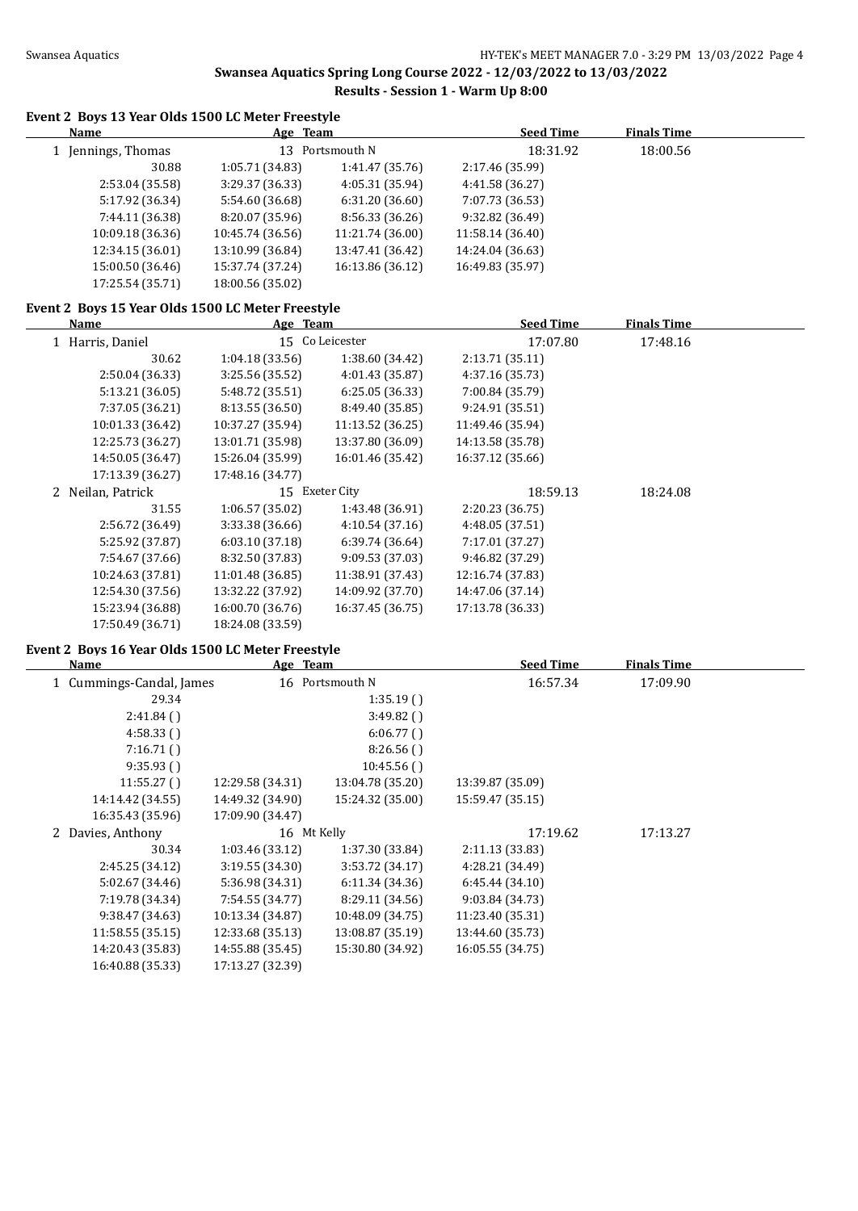# Swansea Aquatics Spring Long Course 2022 - 12/03/2022 to 13/03/2022

## Results - Session 1 - Warm Up 8:00

### Event 2 Boys 13 Year Olds 1500 LC Meter Freestyle

| Name | Age | Team | Seed Time | Finals Time |
|---|---|---|---|---|
| 1 Jennings, Thomas | 13 | Portsmouth N | 18:31.92 | 18:00.56 |

| | | | |
|---|---|---|---|
| 30.88 | 1:05.71 (34.83) | 1:41.47 (35.76) | 2:17.46 (35.99) |
| 2:53.04 (35.58) | 3:29.37 (36.33) | 4:05.31 (35.94) | 4:41.58 (36.27) |
| 5:17.92 (36.34) | 5:54.60 (36.68) | 6:31.20 (36.60) | 7:07.73 (36.53) |
| 7:44.11 (36.38) | 8:20.07 (35.96) | 8:56.33 (36.26) | 9:32.82 (36.49) |
| 10:09.18 (36.36) | 10:45.74 (36.56) | 11:21.74 (36.00) | 11:58.14 (36.40) |
| 12:34.15 (36.01) | 13:10.99 (36.84) | 13:47.41 (36.42) | 14:24.04 (36.63) |
| 15:00.50 (36.46) | 15:37.74 (37.24) | 16:13.86 (36.12) | 16:49.83 (35.97) |
| 17:25.54 (35.71) | 18:00.56 (35.02) | | |

### Event 2 Boys 15 Year Olds 1500 LC Meter Freestyle

| Name | Age | Team | Seed Time | Finals Time |
|---|---|---|---|---|
| 1 Harris, Daniel | 15 | Co Leicester | 17:07.80 | 17:48.16 |

| | | | |
|---|---|---|---|
| 30.62 | 1:04.18 (33.56) | 1:38.60 (34.42) | 2:13.71 (35.11) |
| 2:50.04 (36.33) | 3:25.56 (35.52) | 4:01.43 (35.87) | 4:37.16 (35.73) |
| 5:13.21 (36.05) | 5:48.72 (35.51) | 6:25.05 (36.33) | 7:00.84 (35.79) |
| 7:37.05 (36.21) | 8:13.55 (36.50) | 8:49.40 (35.85) | 9:24.91 (35.51) |
| 10:01.33 (36.42) | 10:37.27 (35.94) | 11:13.52 (36.25) | 11:49.46 (35.94) |
| 12:25.73 (36.27) | 13:01.71 (35.98) | 13:37.80 (36.09) | 14:13.58 (35.78) |
| 14:50.05 (36.47) | 15:26.04 (35.99) | 16:01.46 (35.42) | 16:37.12 (35.66) |
| 17:13.39 (36.27) | 17:48.16 (34.77) | | |

| Name | Age | Team | Seed Time | Finals Time |
|---|---|---|---|---|
| 2 Neilan, Patrick | 15 | Exeter City | 18:59.13 | 18:24.08 |

| | | | |
|---|---|---|---|
| 31.55 | 1:06.57 (35.02) | 1:43.48 (36.91) | 2:20.23 (36.75) |
| 2:56.72 (36.49) | 3:33.38 (36.66) | 4:10.54 (37.16) | 4:48.05 (37.51) |
| 5:25.92 (37.87) | 6:03.10 (37.18) | 6:39.74 (36.64) | 7:17.01 (37.27) |
| 7:54.67 (37.66) | 8:32.50 (37.83) | 9:09.53 (37.03) | 9:46.82 (37.29) |
| 10:24.63 (37.81) | 11:01.48 (36.85) | 11:38.91 (37.43) | 12:16.74 (37.83) |
| 12:54.30 (37.56) | 13:32.22 (37.92) | 14:09.92 (37.70) | 14:47.06 (37.14) |
| 15:23.94 (36.88) | 16:00.70 (36.76) | 16:37.45 (36.75) | 17:13.78 (36.33) |
| 17:50.49 (36.71) | 18:24.08 (33.59) | | |

### Event 2 Boys 16 Year Olds 1500 LC Meter Freestyle

| Name | Age | Team | Seed Time | Finals Time |
|---|---|---|---|---|
| 1 Cummings-Candal, James | 16 | Portsmouth N | 16:57.34 | 17:09.90 |

| | | | |
|---|---|---|---|
| 29.34 | | 1:35.19 ( ) | |
| 2:41.84 ( ) | | 3:49.82 ( ) | |
| 4:58.33 ( ) | | 6:06.77 ( ) | |
| 7:16.71 ( ) | | 8:26.56 ( ) | |
| 9:35.93 ( ) | | 10:45.56 ( ) | |
| 11:55.27 ( ) | 12:29.58 (34.31) | 13:04.78 (35.20) | 13:39.87 (35.09) |
| 14:14.42 (34.55) | 14:49.32 (34.90) | 15:24.32 (35.00) | 15:59.47 (35.15) |
| 16:35.43 (35.96) | 17:09.90 (34.47) | | |

| Name | Age | Team | Seed Time | Finals Time |
|---|---|---|---|---|
| 2 Davies, Anthony | 16 | Mt Kelly | 17:19.62 | 17:13.27 |

| | | | |
|---|---|---|---|
| 30.34 | 1:03.46 (33.12) | 1:37.30 (33.84) | 2:11.13 (33.83) |
| 2:45.25 (34.12) | 3:19.55 (34.30) | 3:53.72 (34.17) | 4:28.21 (34.49) |
| 5:02.67 (34.46) | 5:36.98 (34.31) | 6:11.34 (34.36) | 6:45.44 (34.10) |
| 7:19.78 (34.34) | 7:54.55 (34.77) | 8:29.11 (34.56) | 9:03.84 (34.73) |
| 9:38.47 (34.63) | 10:13.34 (34.87) | 10:48.09 (34.75) | 11:23.40 (35.31) |
| 11:58.55 (35.15) | 12:33.68 (35.13) | 13:08.87 (35.19) | 13:44.60 (35.73) |
| 14:20.43 (35.83) | 14:55.88 (35.45) | 15:30.80 (34.92) | 16:05.55 (34.75) |
| 16:40.88 (35.33) | 17:13.27 (32.39) | | |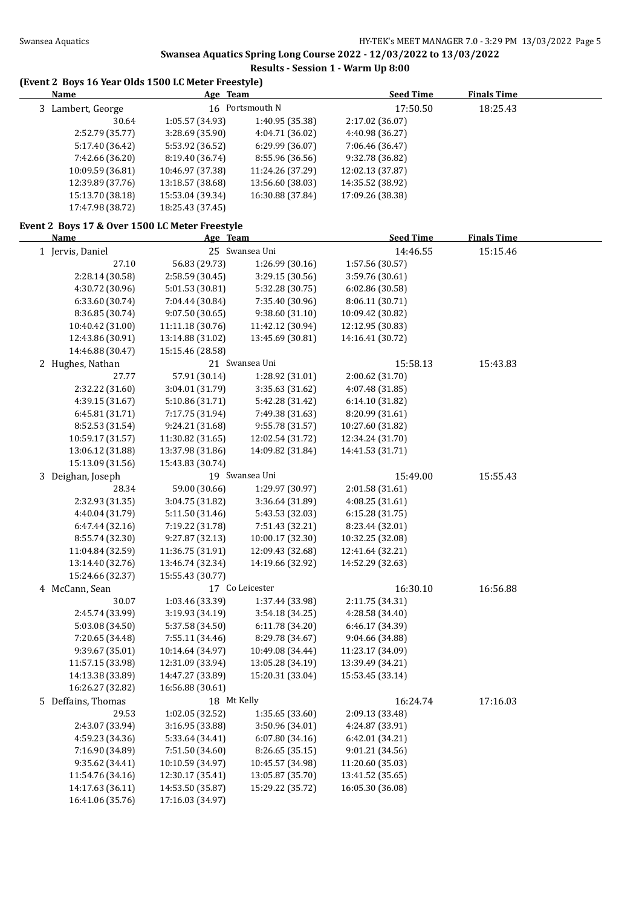## Swansea Aquatics Spring Long Course 2022 - 12/03/2022 to 13/03/2022

### Results - Session 1 - Warm Up 8:00

#### (Event 2 Boys 16 Year Olds 1500 LC Meter Freestyle)

| Name | Age | Team | Seed Time | Finals Time |
|---|---|---|---|---|
| 3 Lambert, George | 16 | Portsmouth N | 17:50.50 | 18:25.43 |

| | | | |
|---|---|---|---|
| 30.64 | 1:05.57 (34.93) | 1:40.95 (35.38) | 2:17.02 (36.07) |
| 2:52.79 (35.77) | 3:28.69 (35.90) | 4:04.71 (36.02) | 4:40.98 (36.27) |
| 5:17.40 (36.42) | 5:53.92 (36.52) | 6:29.99 (36.07) | 7:06.46 (36.47) |
| 7:42.66 (36.20) | 8:19.40 (36.74) | 8:55.96 (36.56) | 9:32.78 (36.82) |
| 10:09.59 (36.81) | 10:46.97 (37.38) | 11:24.26 (37.29) | 12:02.13 (37.87) |
| 12:39.89 (37.76) | 13:18.57 (38.68) | 13:56.60 (38.03) | 14:35.52 (38.92) |
| 15:13.70 (38.18) | 15:53.04 (39.34) | 16:30.88 (37.84) | 17:09.26 (38.38) |
| 17:47.98 (38.72) | 18:25.43 (37.45) | | |

#### Event 2 Boys 17 & Over 1500 LC Meter Freestyle

| Name | Age | Team | Seed Time | Finals Time |
|---|---|---|---|---|
| 1 Jervis, Daniel | 25 | Swansea Uni | 14:46.55 | 15:15.46 |

| | | | |
|---|---|---|---|
| 27.10 | 56.83 (29.73) | 1:26.99 (30.16) | 1:57.56 (30.57) |
| 2:28.14 (30.58) | 2:58.59 (30.45) | 3:29.15 (30.56) | 3:59.76 (30.61) |
| 4:30.72 (30.96) | 5:01.53 (30.81) | 5:32.28 (30.75) | 6:02.86 (30.58) |
| 6:33.60 (30.74) | 7:04.44 (30.84) | 7:35.40 (30.96) | 8:06.11 (30.71) |
| 8:36.85 (30.74) | 9:07.50 (30.65) | 9:38.60 (31.10) | 10:09.42 (30.82) |
| 10:40.42 (31.00) | 11:11.18 (30.76) | 11:42.12 (30.94) | 12:12.95 (30.83) |
| 12:43.86 (30.91) | 13:14.88 (31.02) | 13:45.69 (30.81) | 14:16.41 (30.72) |
| 14:46.88 (30.47) | 15:15.46 (28.58) | | |

| Name | Age | Team | Seed Time | Finals Time |
|---|---|---|---|---|
| 2 Hughes, Nathan | 21 | Swansea Uni | 15:58.13 | 15:43.83 |

| | | | |
|---|---|---|---|
| 27.77 | 57.91 (30.14) | 1:28.92 (31.01) | 2:00.62 (31.70) |
| 2:32.22 (31.60) | 3:04.01 (31.79) | 3:35.63 (31.62) | 4:07.48 (31.85) |
| 4:39.15 (31.67) | 5:10.86 (31.71) | 5:42.28 (31.42) | 6:14.10 (31.82) |
| 6:45.81 (31.71) | 7:17.75 (31.94) | 7:49.38 (31.63) | 8:20.99 (31.61) |
| 8:52.53 (31.54) | 9:24.21 (31.68) | 9:55.78 (31.57) | 10:27.60 (31.82) |
| 10:59.17 (31.57) | 11:30.82 (31.65) | 12:02.54 (31.72) | 12:34.24 (31.70) |
| 13:06.12 (31.88) | 13:37.98 (31.86) | 14:09.82 (31.84) | 14:41.53 (31.71) |
| 15:13.09 (31.56) | 15:43.83 (30.74) | | |

| Name | Age | Team | Seed Time | Finals Time |
|---|---|---|---|---|
| 3 Deighan, Joseph | 19 | Swansea Uni | 15:49.00 | 15:55.43 |

| | | | |
|---|---|---|---|
| 28.34 | 59.00 (30.66) | 1:29.97 (30.97) | 2:01.58 (31.61) |
| 2:32.93 (31.35) | 3:04.75 (31.82) | 3:36.64 (31.89) | 4:08.25 (31.61) |
| 4:40.04 (31.79) | 5:11.50 (31.46) | 5:43.53 (32.03) | 6:15.28 (31.75) |
| 6:47.44 (32.16) | 7:19.22 (31.78) | 7:51.43 (32.21) | 8:23.44 (32.01) |
| 8:55.74 (32.30) | 9:27.87 (32.13) | 10:00.17 (32.30) | 10:32.25 (32.08) |
| 11:04.84 (32.59) | 11:36.75 (31.91) | 12:09.43 (32.68) | 12:41.64 (32.21) |
| 13:14.40 (32.76) | 13:46.74 (32.34) | 14:19.66 (32.92) | 14:52.29 (32.63) |
| 15:24.66 (32.37) | 15:55.43 (30.77) | | |

| Name | Age | Team | Seed Time | Finals Time |
|---|---|---|---|---|
| 4 McCann, Sean | 17 | Co Leicester | 16:30.10 | 16:56.88 |

| | | | |
|---|---|---|---|
| 30.07 | 1:03.46 (33.39) | 1:37.44 (33.98) | 2:11.75 (34.31) |
| 2:45.74 (33.99) | 3:19.93 (34.19) | 3:54.18 (34.25) | 4:28.58 (34.40) |
| 5:03.08 (34.50) | 5:37.58 (34.50) | 6:11.78 (34.20) | 6:46.17 (34.39) |
| 7:20.65 (34.48) | 7:55.11 (34.46) | 8:29.78 (34.67) | 9:04.66 (34.88) |
| 9:39.67 (35.01) | 10:14.64 (34.97) | 10:49.08 (34.44) | 11:23.17 (34.09) |
| 11:57.15 (33.98) | 12:31.09 (33.94) | 13:05.28 (34.19) | 13:39.49 (34.21) |
| 14:13.38 (33.89) | 14:47.27 (33.89) | 15:20.31 (33.04) | 15:53.45 (33.14) |
| 16:26.27 (32.82) | 16:56.88 (30.61) | | |

| Name | Age | Team | Seed Time | Finals Time |
|---|---|---|---|---|
| 5 Deffains, Thomas | 18 | Mt Kelly | 16:24.74 | 17:16.03 |

| | | | |
|---|---|---|---|
| 29.53 | 1:02.05 (32.52) | 1:35.65 (33.60) | 2:09.13 (33.48) |
| 2:43.07 (33.94) | 3:16.95 (33.88) | 3:50.96 (34.01) | 4:24.87 (33.91) |
| 4:59.23 (34.36) | 5:33.64 (34.41) | 6:07.80 (34.16) | 6:42.01 (34.21) |
| 7:16.90 (34.89) | 7:51.50 (34.60) | 8:26.65 (35.15) | 9:01.21 (34.56) |
| 9:35.62 (34.41) | 10:10.59 (34.97) | 10:45.57 (34.98) | 11:20.60 (35.03) |
| 11:54.76 (34.16) | 12:30.17 (35.41) | 13:05.87 (35.70) | 13:41.52 (35.65) |
| 14:17.63 (36.11) | 14:53.50 (35.87) | 15:29.22 (35.72) | 16:05.30 (36.08) |
| 16:41.06 (35.76) | 17:16.03 (34.97) | | |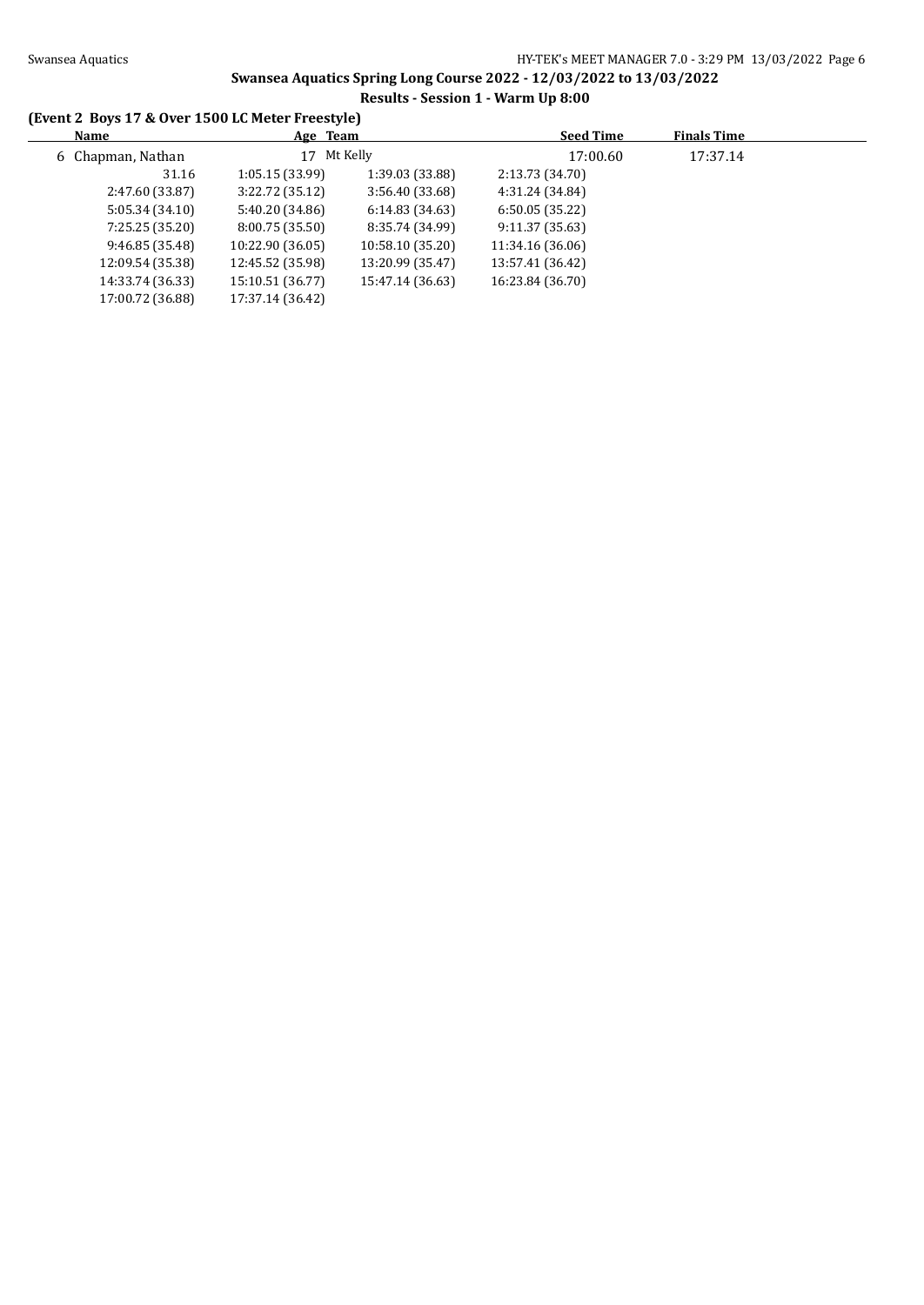Swansea Aquatics Spring Long Course 2022 - 12/03/2022 to 13/03/2022

Results - Session 1 - Warm Up 8:00

**(Event 2 Boys 17 & Over 1500 LC Meter Freestyle)**

| Name | Age | Team | Seed Time | Finals Time |
|---|---|---|---|---|
| 6 Chapman, Nathan | 17 | Mt Kelly | 17:00.60 | 17:37.14 |

| | | | |
|---|---|---|---|
| 31.16 | 1:05.15 (33.99) | 1:39.03 (33.88) | 2:13.73 (34.70) |
| 2:47.60 (33.87) | 3:22.72 (35.12) | 3:56.40 (33.68) | 4:31.24 (34.84) |
| 5:05.34 (34.10) | 5:40.20 (34.86) | 6:14.83 (34.63) | 6:50.05 (35.22) |
| 7:25.25 (35.20) | 8:00.75 (35.50) | 8:35.74 (34.99) | 9:11.37 (35.63) |
| 9:46.85 (35.48) | 10:22.90 (36.05) | 10:58.10 (35.20) | 11:34.16 (36.06) |
| 12:09.54 (35.38) | 12:45.52 (35.98) | 13:20.99 (35.47) | 13:57.41 (36.42) |
| 14:33.74 (36.33) | 15:10.51 (36.77) | 15:47.14 (36.63) | 16:23.84 (36.70) |
| 17:00.72 (36.88) | 17:37.14 (36.42) | | |